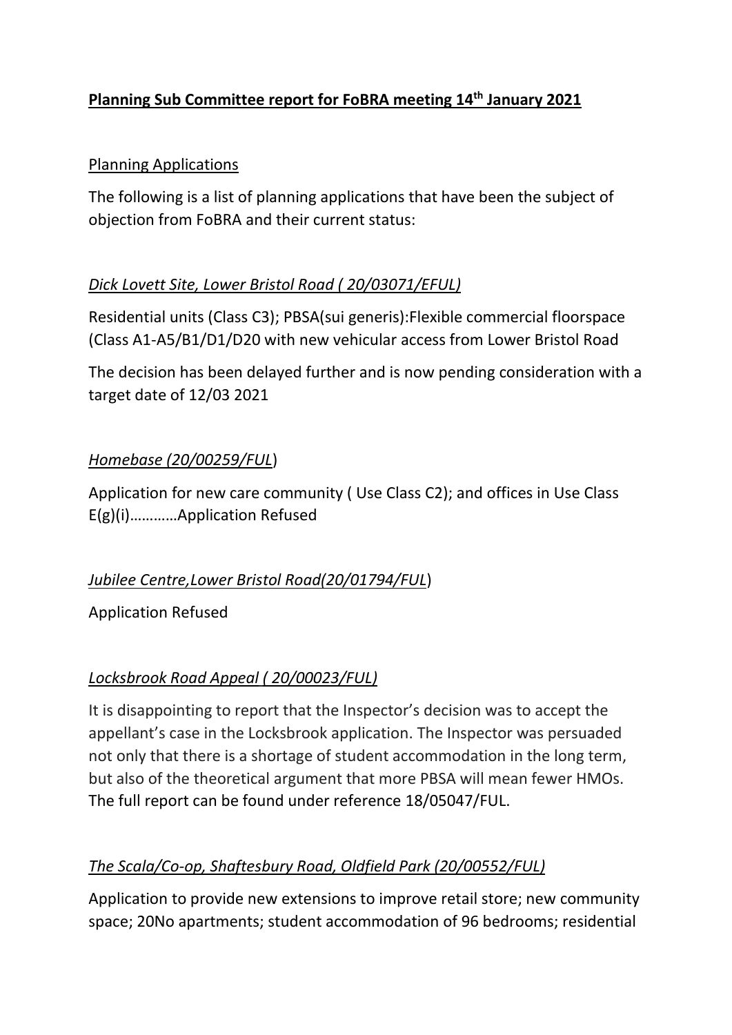# **Planning Sub Committee report for FoBRA meeting 14th January 2021**

## Planning Applications

The following is a list of planning applications that have been the subject of objection from FoBRA and their current status:

### *Dick Lovett Site, Lower Bristol Road ( 20/03071/EFUL)*

Residential units (Class C3); PBSA(sui generis):Flexible commercial floorspace (Class A1-A5/B1/D1/D20 with new vehicular access from Lower Bristol Road

The decision has been delayed further and is now pending consideration with a target date of 12/03 2021

### *Homebase (20/00259/FUL*)

Application for new care community ( Use Class C2); and offices in Use Class E(g)(i)…………Application Refused

### *Jubilee Centre,Lower Bristol Road(20/01794/FUL*)

Application Refused

### *Locksbrook Road Appeal ( 20/00023/FUL)*

It is disappointing to report that the Inspector's decision was to accept the appellant's case in the Locksbrook application. The Inspector was persuaded not only that there is a shortage of student accommodation in the long term, but also of the theoretical argument that more PBSA will mean fewer HMOs. The full report can be found under reference 18/05047/FUL.

### *The Scala/Co-op, Shaftesbury Road, Oldfield Park (20/00552/FUL)*

Application to provide new extensions to improve retail store; new community space; 20No apartments; student accommodation of 96 bedrooms; residential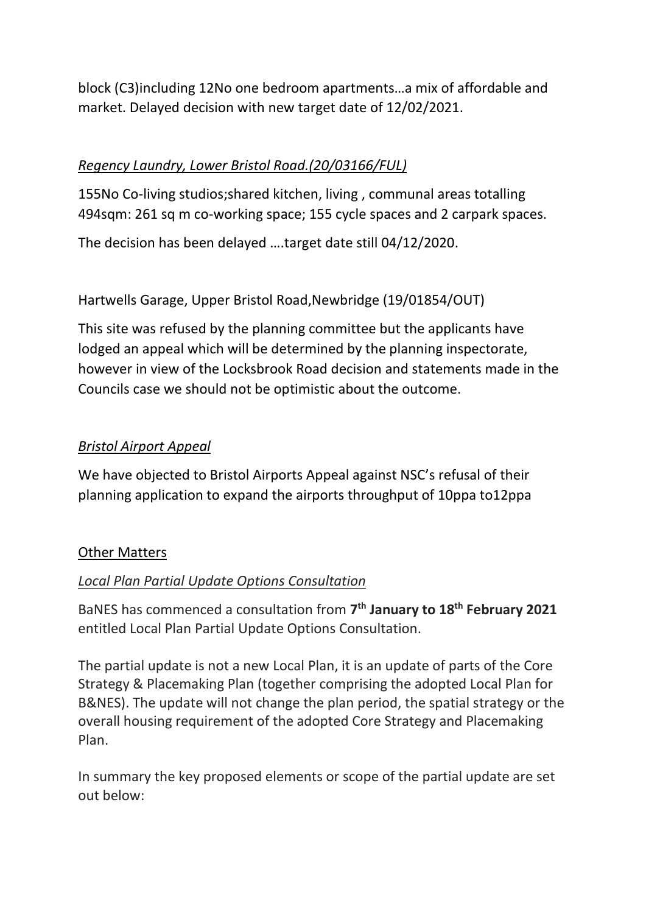block (C3)including 12No one bedroom apartments…a mix of affordable and market. Delayed decision with new target date of 12/02/2021.

*Regency Laundry, Lower Bristol Road.(20/03166/FUL)*

155No Co-living studios;shared kitchen, living , communal areas totalling 494sqm: 261 sq m co-working space; 155 cycle spaces and 2 carpark spaces.

The decision has been delayed ….target date still 04/12/2020.

Hartwells Garage, Upper Bristol Road,Newbridge (19/01854/OUT)

This site was refused by the planning committee but the applicants have lodged an appeal which will be determined by the planning inspectorate, however in view of the Locksbrook Road decision and statements made in the Councils case we should not be optimistic about the outcome.

*Bristol Airport Appeal*

We have objected to Bristol Airports Appeal against NSC's refusal of their planning application to expand the airports throughput of 10ppa to12ppa

## Other Matters

*Local Plan Partial Update Options Consultation*

BaNES has commenced a consultation from **7th January to 18th February 2021** entitled Local Plan Partial Update Options Consultation.

The partial update is not a new Local Plan, it is an update of parts of the Core Strategy & Placemaking Plan (together comprising the adopted Local Plan for B&NES). The update will not change the plan period, the spatial strategy or the overall housing requirement of the adopted Core Strategy and Placemaking Plan.

In summary the key proposed elements or scope of the partial update are set out below: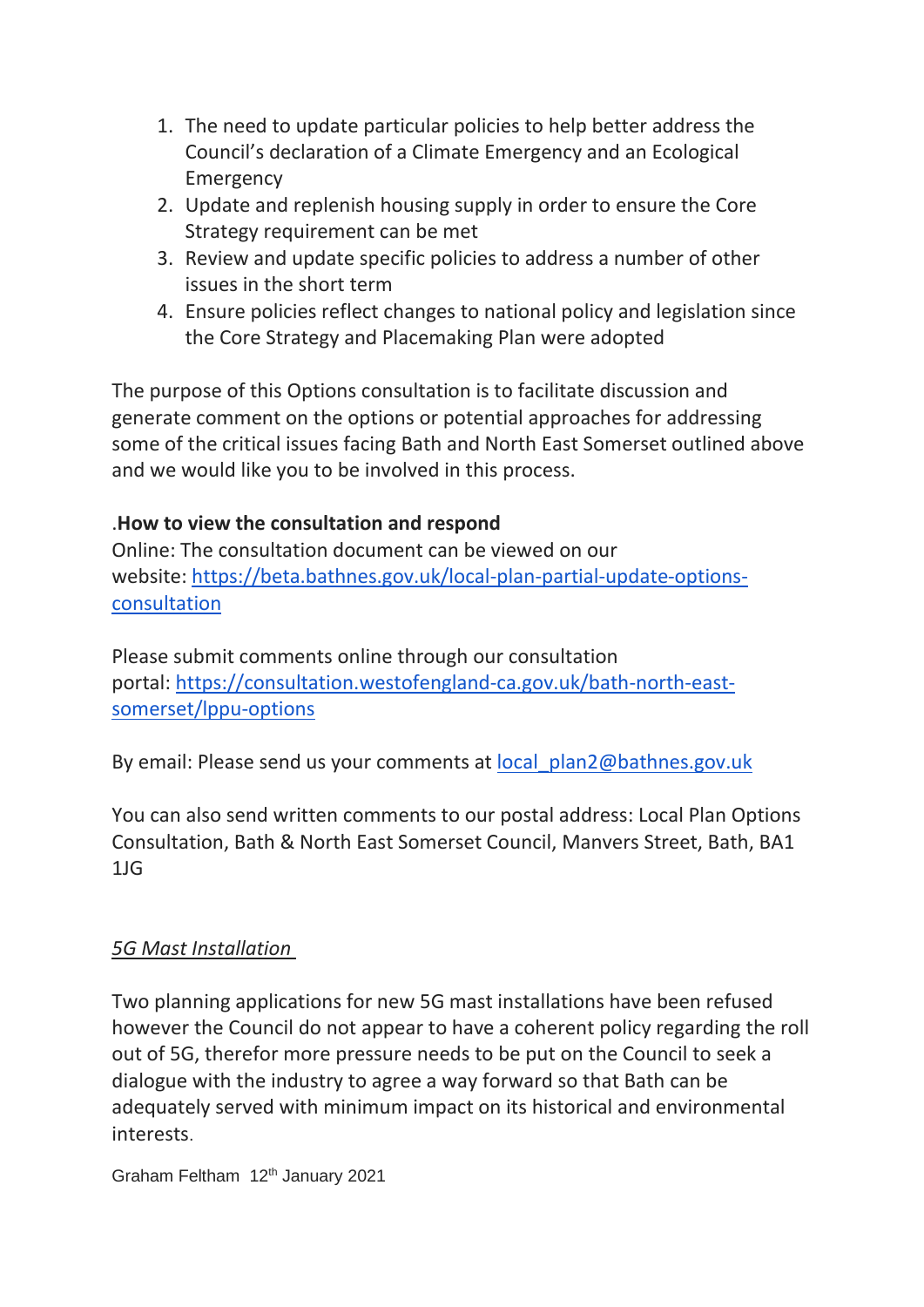1. The need to update particular policies to help better address the Council's declaration of a Climate Emergency and an Ecological Emergency
2. Update and replenish housing supply in order to ensure the Core Strategy requirement can be met
3. Review and update specific policies to address a number of other issues in the short term
4. Ensure policies reflect changes to national policy and legislation since the Core Strategy and Placemaking Plan were adopted

The purpose of this Options consultation is to facilitate discussion and generate comment on the options or potential approaches for addressing some of the critical issues facing Bath and North East Somerset outlined above and we would like you to be involved in this process.

.**How to view the consultation and respond**
Online: The consultation document can be viewed on our website: [https://beta.bathnes.gov.uk/local-plan-partial-update-options-consultation](https://beta.bathnes.gov.uk/local-plan-partial-update-options-consultation)

Please submit comments online through our consultation portal: [https://consultation.westofengland-ca.gov.uk/bath-north-east-somerset/lppu-options](https://consultation.westofengland-ca.gov.uk/bath-north-east-somerset/lppu-options)

By email: Please send us your comments at [local_plan2@bathnes.gov.uk](mailto:local_plan2@bathnes.gov.uk)

You can also send written comments to our postal address: Local Plan Options Consultation, Bath & North East Somerset Council, Manvers Street, Bath, BA1 1JG

*5G Mast Installation*

Two planning applications for new 5G mast installations have been refused however the Council do not appear to have a coherent policy regarding the roll out of 5G, therefor more pressure needs to be put on the Council to seek a dialogue with the industry to agree a way forward so that Bath can be adequately served with minimum impact on its historical and environmental interests.

Graham Feltham 12th January 2021